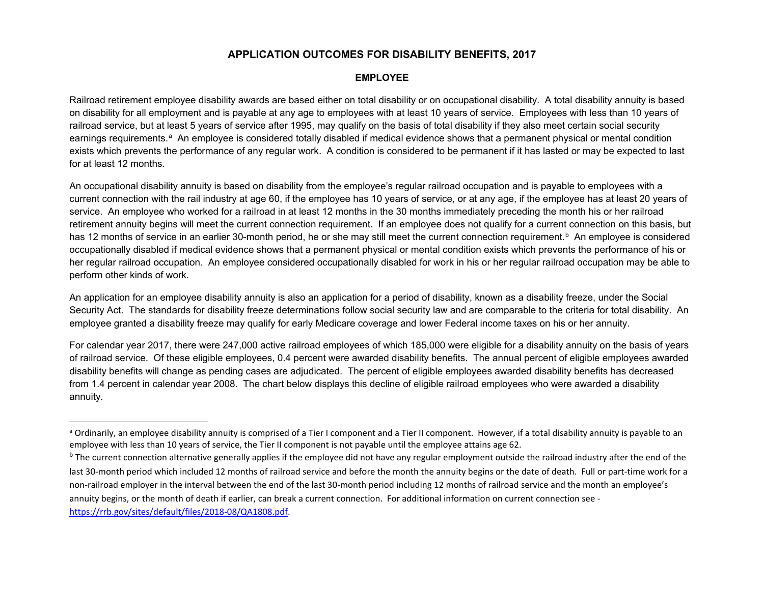# APPLICATION OUTCOMES FOR DISABILITY BENEFITS, 2017

## EMPLOYEE

Railroad retirement employee disability awards are based either on total disability or on occupational disability. A total disability annuity is based on disability for all employment and is payable at any age to employees with at least 10 years of service. Employees with less than 10 years of railroad service, but at least 5 years of service after 1995, may qualify on the basis of total disability if they also meet certain social security earnings requirements.[a] An employee is considered totally disabled if medical evidence shows that a permanent physical or mental condition exists which prevents the performance of any regular work. A condition is considered to be permanent if it has lasted or may be expected to last for at least 12 months.

An occupational disability annuity is based on disability from the employee's regular railroad occupation and is payable to employees with a current connection with the rail industry at age 60, if the employee has 10 years of service, or at any age, if the employee has at least 20 years of service. An employee who worked for a railroad in at least 12 months in the 30 months immediately preceding the month his or her railroad retirement annuity begins will meet the current connection requirement. If an employee does not qualify for a current connection on this basis, but has 12 months of service in an earlier 30-month period, he or she may still meet the current connection requirement.[b] An employee is considered occupationally disabled if medical evidence shows that a permanent physical or mental condition exists which prevents the performance of his or her regular railroad occupation. An employee considered occupationally disabled for work in his or her regular railroad occupation may be able to perform other kinds of work.

An application for an employee disability annuity is also an application for a period of disability, known as a disability freeze, under the Social Security Act. The standards for disability freeze determinations follow social security law and are comparable to the criteria for total disability. An employee granted a disability freeze may qualify for early Medicare coverage and lower Federal income taxes on his or her annuity.

For calendar year 2017, there were 247,000 active railroad employees of which 185,000 were eligible for a disability annuity on the basis of years of railroad service. Of these eligible employees, 0.4 percent were awarded disability benefits. The annual percent of eligible employees awarded disability benefits will change as pending cases are adjudicated. The percent of eligible employees awarded disability benefits has decreased from 1.4 percent in calendar year 2008. The chart below displays this decline of eligible railroad employees who were awarded a disability annuity.

---

[a] Ordinarily, an employee disability annuity is comprised of a Tier I component and a Tier II component. However, if a total disability annuity is payable to an employee with less than 10 years of service, the Tier II component is not payable until the employee attains age 62.

[b] The current connection alternative generally applies if the employee did not have any regular employment outside the railroad industry after the end of the last 30-month period which included 12 months of railroad service and before the month the annuity begins or the date of death. Full or part-time work for a non-railroad employer in the interval between the end of the last 30-month period including 12 months of railroad service and the month an employee's annuity begins, or the month of death if earlier, can break a current connection. For additional information on current connection see - https://rrb.gov/sites/default/files/2018-08/QA1808.pdf.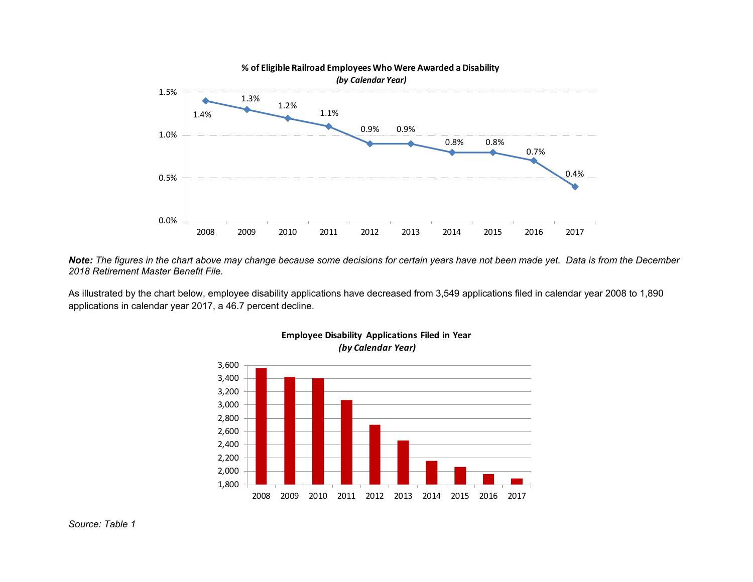**% of Eligible Railroad Employees Who Were Awarded a Disability**
***(by Calendar Year)***

| Year | % |
|---|---|
| 2008 | 1.4% |
| 2009 | 1.3% |
| 2010 | 1.2% |
| 2011 | 1.1% |
| 2012 | 0.9% |
| 2013 | 0.9% |
| 2014 | 0.8% |
| 2015 | 0.8% |
| 2016 | 0.7% |
| 2017 | 0.4% |

***Note:*** *The figures in the chart above may change because some decisions for certain years have not been made yet. Data is from the December 2018 Retirement Master Benefit File.*

As illustrated by the chart below, employee disability applications have decreased from 3,549 applications filed in calendar year 2008 to 1,890 applications in calendar year 2017, a 46.7 percent decline.

**Employee Disability Applications Filed in Year**
***(by Calendar Year)***

*Source: Table 1*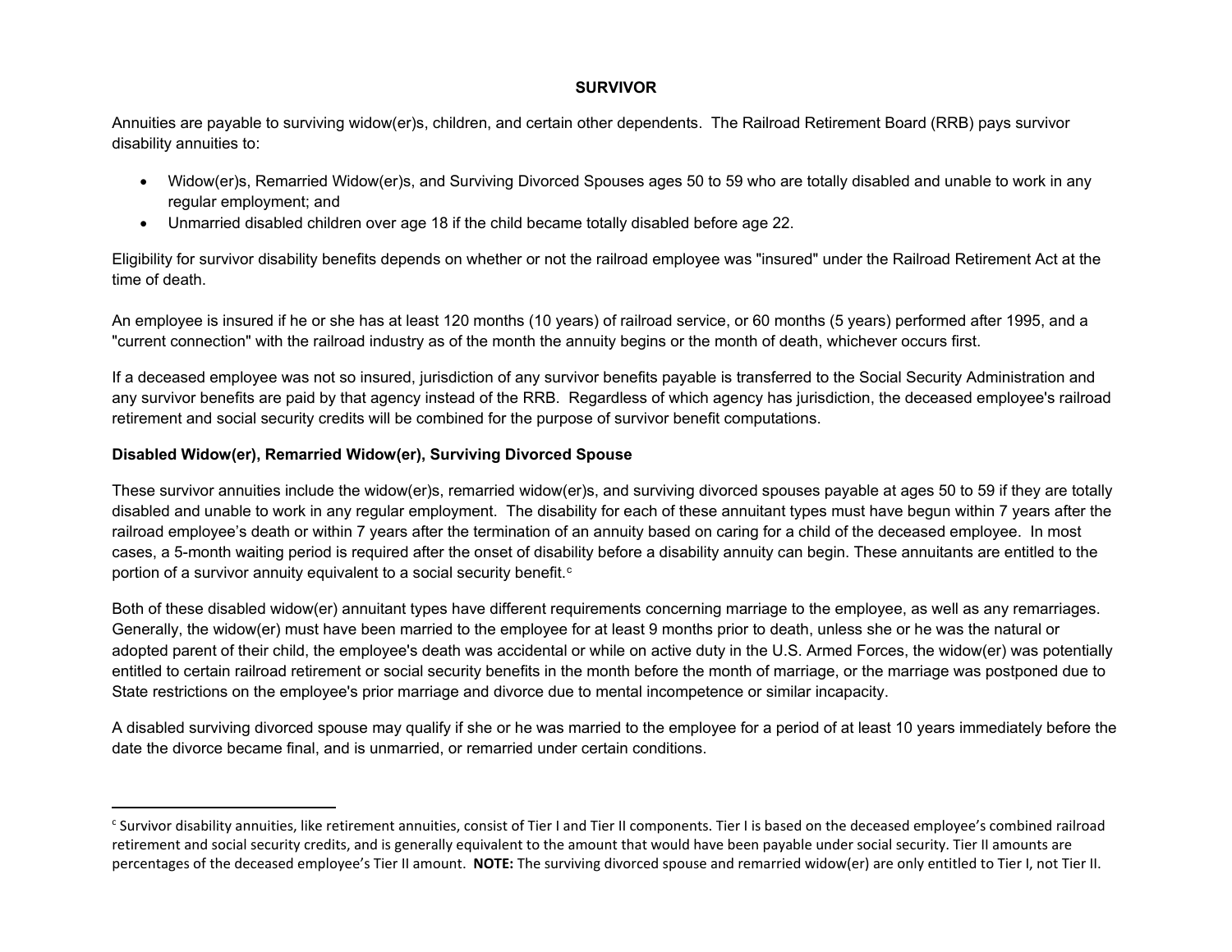## SURVIVOR

Annuities are payable to surviving widow(er)s, children, and certain other dependents. The Railroad Retirement Board (RRB) pays survivor disability annuities to:

- Widow(er)s, Remarried Widow(er)s, and Surviving Divorced Spouses ages 50 to 59 who are totally disabled and unable to work in any regular employment; and
- Unmarried disabled children over age 18 if the child became totally disabled before age 22.

Eligibility for survivor disability benefits depends on whether or not the railroad employee was "insured" under the Railroad Retirement Act at the time of death.

An employee is insured if he or she has at least 120 months (10 years) of railroad service, or 60 months (5 years) performed after 1995, and a "current connection" with the railroad industry as of the month the annuity begins or the month of death, whichever occurs first.

If a deceased employee was not so insured, jurisdiction of any survivor benefits payable is transferred to the Social Security Administration and any survivor benefits are paid by that agency instead of the RRB. Regardless of which agency has jurisdiction, the deceased employee's railroad retirement and social security credits will be combined for the purpose of survivor benefit computations.

### Disabled Widow(er), Remarried Widow(er), Surviving Divorced Spouse

These survivor annuities include the widow(er)s, remarried widow(er)s, and surviving divorced spouses payable at ages 50 to 59 if they are totally disabled and unable to work in any regular employment. The disability for each of these annuitant types must have begun within 7 years after the railroad employee's death or within 7 years after the termination of an annuity based on caring for a child of the deceased employee. In most cases, a 5-month waiting period is required after the onset of disability before a disability annuity can begin. These annuitants are entitled to the portion of a survivor annuity equivalent to a social security benefit.[c]

Both of these disabled widow(er) annuitant types have different requirements concerning marriage to the employee, as well as any remarriages. Generally, the widow(er) must have been married to the employee for at least 9 months prior to death, unless she or he was the natural or adopted parent of their child, the employee's death was accidental or while on active duty in the U.S. Armed Forces, the widow(er) was potentially entitled to certain railroad retirement or social security benefits in the month before the month of marriage, or the marriage was postponed due to State restrictions on the employee's prior marriage and divorce due to mental incompetence or similar incapacity.

A disabled surviving divorced spouse may qualify if she or he was married to the employee for a period of at least 10 years immediately before the date the divorce became final, and is unmarried, or remarried under certain conditions.

---

[c] Survivor disability annuities, like retirement annuities, consist of Tier I and Tier II components. Tier I is based on the deceased employee's combined railroad retirement and social security credits, and is generally equivalent to the amount that would have been payable under social security. Tier II amounts are percentages of the deceased employee's Tier II amount. **NOTE:** The surviving divorced spouse and remarried widow(er) are only entitled to Tier I, not Tier II.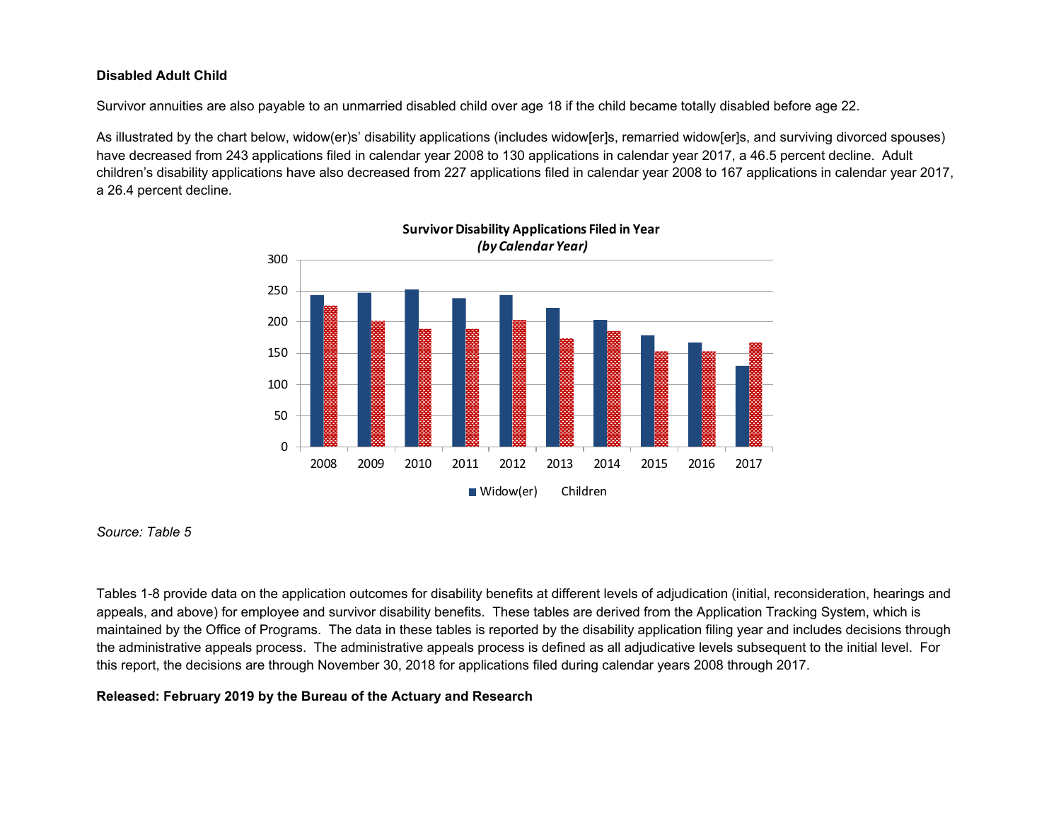**Disabled Adult Child**

Survivor annuities are also payable to an unmarried disabled child over age 18 if the child became totally disabled before age 22.

As illustrated by the chart below, widow(er)s' disability applications (includes widow[er]s, remarried widow[er]s, and surviving divorced spouses) have decreased from 243 applications filed in calendar year 2008 to 130 applications in calendar year 2017, a 46.5 percent decline. Adult children's disability applications have also decreased from 227 applications filed in calendar year 2008 to 167 applications in calendar year 2017, a 26.4 percent decline.

**Survivor Disability Applications Filed in Year**
***(by Calendar Year)***

*Source: Table 5*

Tables 1-8 provide data on the application outcomes for disability benefits at different levels of adjudication (initial, reconsideration, hearings and appeals, and above) for employee and survivor disability benefits. These tables are derived from the Application Tracking System, which is maintained by the Office of Programs. The data in these tables is reported by the disability application filing year and includes decisions through the administrative appeals process. The administrative appeals process is defined as all adjudicative levels subsequent to the initial level. For this report, the decisions are through November 30, 2018 for applications filed during calendar years 2008 through 2017.

**Released: February 2019 by the Bureau of the Actuary and Research**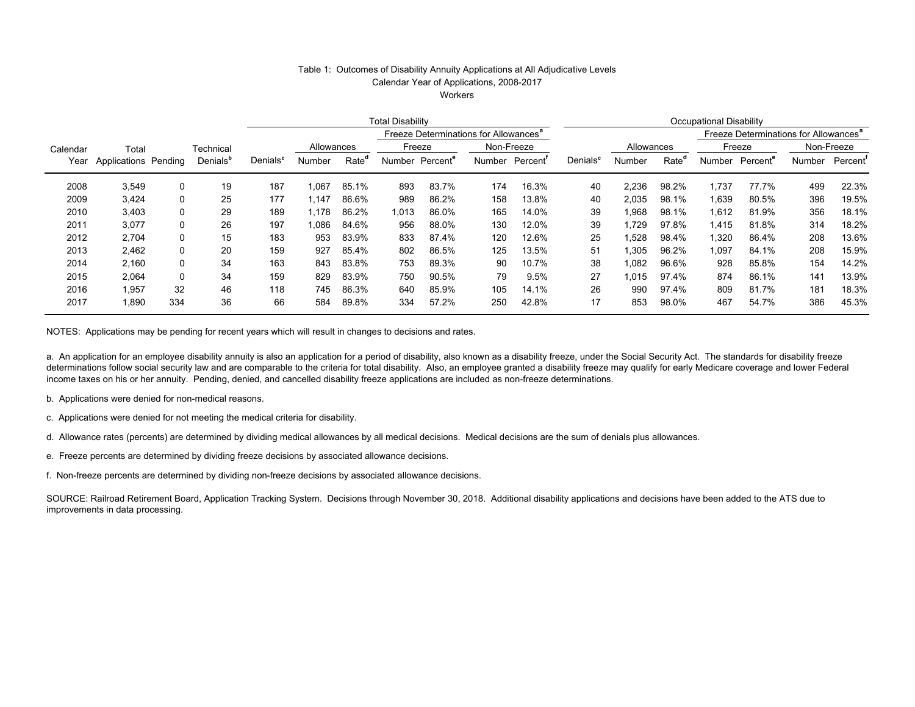Table 1: Outcomes of Disability Annuity Applications at All Adjudicative Levels
Calendar Year of Applications, 2008-2017
Workers

| | | | | Total Disability | | | | | | | Occupational Disability | | | | | | |
|---|---|---|---|---|---|---|---|---|---|---|---|---|---|---|---|---|---|
| | | | | | | | Freeze Determinations for Allowances[a] | | | | | | | Freeze Determinations for Allowances[a] | | | |
| | | | | | Allowances | | Freeze | | Non-Freeze | | | Allowances | | Freeze | | Non-Freeze | |
| Calendar Year | Total Applications | Pending | Technical Denials[b] | Denials[c] | Number | Rate[d] | Number | Percent[e] | Number | Percent[f] | Denials[c] | Number | Rate[d] | Number | Percent[e] | Number | Percent[f] |
| 2008 | 3,549 | 0 | 19 | 187 | 1,067 | 85.1% | 893 | 83.7% | 174 | 16.3% | 40 | 2,236 | 98.2% | 1,737 | 77.7% | 499 | 22.3% |
| 2009 | 3,424 | 0 | 25 | 177 | 1,147 | 86.6% | 989 | 86.2% | 158 | 13.8% | 40 | 2,035 | 98.1% | 1,639 | 80.5% | 396 | 19.5% |
| 2010 | 3,403 | 0 | 29 | 189 | 1,178 | 86.2% | 1,013 | 86.0% | 165 | 14.0% | 39 | 1,968 | 98.1% | 1,612 | 81.9% | 356 | 18.1% |
| 2011 | 3,077 | 0 | 26 | 197 | 1,086 | 84.6% | 956 | 88.0% | 130 | 12.0% | 39 | 1,729 | 97.8% | 1,415 | 81.8% | 314 | 18.2% |
| 2012 | 2,704 | 0 | 15 | 183 | 953 | 83.9% | 833 | 87.4% | 120 | 12.6% | 25 | 1,528 | 98.4% | 1,320 | 86.4% | 208 | 13.6% |
| 2013 | 2,462 | 0 | 20 | 159 | 927 | 85.4% | 802 | 86.5% | 125 | 13.5% | 51 | 1,305 | 96.2% | 1,097 | 84.1% | 208 | 15.9% |
| 2014 | 2,160 | 0 | 34 | 163 | 843 | 83.8% | 753 | 89.3% | 90 | 10.7% | 38 | 1,082 | 96.6% | 928 | 85.8% | 154 | 14.2% |
| 2015 | 2,064 | 0 | 34 | 159 | 829 | 83.9% | 750 | 90.5% | 79 | 9.5% | 27 | 1,015 | 97.4% | 874 | 86.1% | 141 | 13.9% |
| 2016 | 1,957 | 32 | 46 | 118 | 745 | 86.3% | 640 | 85.9% | 105 | 14.1% | 26 | 990 | 97.4% | 809 | 81.7% | 181 | 18.3% |
| 2017 | 1,890 | 334 | 36 | 66 | 584 | 89.8% | 334 | 57.2% | 250 | 42.8% | 17 | 853 | 98.0% | 467 | 54.7% | 386 | 45.3% |

NOTES: Applications may be pending for recent years which will result in changes to decisions and rates.

a. An application for an employee disability annuity is also an application for a period of disability, also known as a disability freeze, under the Social Security Act. The standards for disability freeze determinations follow social security law and are comparable to the criteria for total disability. Also, an employee granted a disability freeze may qualify for early Medicare coverage and lower Federal income taxes on his or her annuity. Pending, denied, and cancelled disability freeze applications are included as non-freeze determinations.

b. Applications were denied for non-medical reasons.

c. Applications were denied for not meeting the medical criteria for disability.

d. Allowance rates (percents) are determined by dividing medical allowances by all medical decisions. Medical decisions are the sum of denials plus allowances.

e. Freeze percents are determined by dividing freeze decisions by associated allowance decisions.

f. Non-freeze percents are determined by dividing non-freeze decisions by associated allowance decisions.

SOURCE: Railroad Retirement Board, Application Tracking System. Decisions through November 30, 2018. Additional disability applications and decisions have been added to the ATS due to improvements in data processing.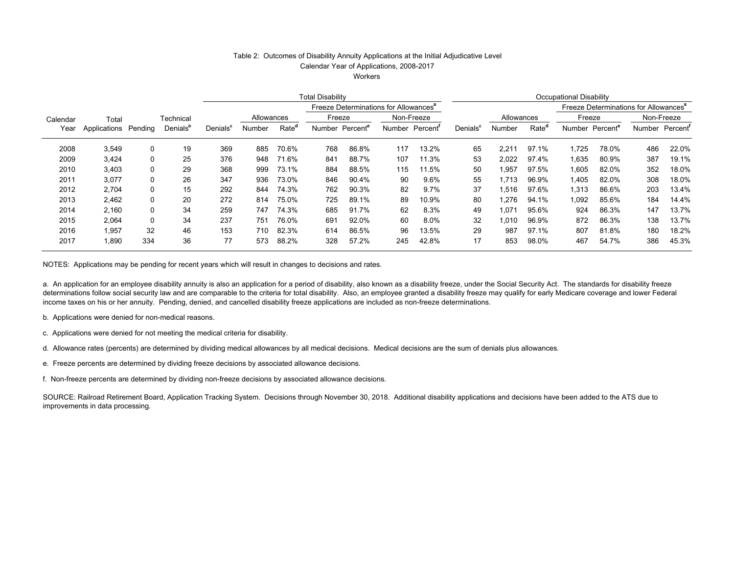Table 2: Outcomes of Disability Annuity Applications at the Initial Adjudicative Level
Calendar Year of Applications, 2008-2017
Workers

| Calendar Year | Total Applications | Pending | Technical Denials[b] | Total Disability | | | | | | | | Occupational Disability | | | | | | | |
|---|---|---|---|---|---|---|---|---|---|---|---|---|---|---|---|---|---|---|---|
| | | | | Denials[c] | Allowances | | Freeze Determinations for Allowances[a] | | | | | Denials[c] | Allowances | | Freeze Determinations for Allowances[a] | | | | |
| | | | | | | | Freeze | | Non-Freeze | | | | | | Freeze | | Non-Freeze | | |
| | | | | | Number | Rate[d] | Number | Percent[e] | Number | Percent[f] | | | Number | Rate[d] | Number | Percent[e] | Number | Percent[f] | |
| 2008 | 3,549 | 0 | 19 | 369 | 885 | 70.6% | 768 | 86.8% | 117 | 13.2% | | 65 | 2,211 | 97.1% | 1,725 | 78.0% | 486 | 22.0% | |
| 2009 | 3,424 | 0 | 25 | 376 | 948 | 71.6% | 841 | 88.7% | 107 | 11.3% | | 53 | 2,022 | 97.4% | 1,635 | 80.9% | 387 | 19.1% | |
| 2010 | 3,403 | 0 | 29 | 368 | 999 | 73.1% | 884 | 88.5% | 115 | 11.5% | | 50 | 1,957 | 97.5% | 1,605 | 82.0% | 352 | 18.0% | |
| 2011 | 3,077 | 0 | 26 | 347 | 936 | 73.0% | 846 | 90.4% | 90 | 9.6% | | 55 | 1,713 | 96.9% | 1,405 | 82.0% | 308 | 18.0% | |
| 2012 | 2,704 | 0 | 15 | 292 | 844 | 74.3% | 762 | 90.3% | 82 | 9.7% | | 37 | 1,516 | 97.6% | 1,313 | 86.6% | 203 | 13.4% | |
| 2013 | 2,462 | 0 | 20 | 272 | 814 | 75.0% | 725 | 89.1% | 89 | 10.9% | | 80 | 1,276 | 94.1% | 1,092 | 85.6% | 184 | 14.4% | |
| 2014 | 2,160 | 0 | 34 | 259 | 747 | 74.3% | 685 | 91.7% | 62 | 8.3% | | 49 | 1,071 | 95.6% | 924 | 86.3% | 147 | 13.7% | |
| 2015 | 2,064 | 0 | 34 | 237 | 751 | 76.0% | 691 | 92.0% | 60 | 8.0% | | 32 | 1,010 | 96.9% | 872 | 86.3% | 138 | 13.7% | |
| 2016 | 1,957 | 32 | 46 | 153 | 710 | 82.3% | 614 | 86.5% | 96 | 13.5% | | 29 | 987 | 97.1% | 807 | 81.8% | 180 | 18.2% | |
| 2017 | 1,890 | 334 | 36 | 77 | 573 | 88.2% | 328 | 57.2% | 245 | 42.8% | | 17 | 853 | 98.0% | 467 | 54.7% | 386 | 45.3% | |

NOTES: Applications may be pending for recent years which will result in changes to decisions and rates.

a. An application for an employee disability annuity is also an application for a period of disability, also known as a disability freeze, under the Social Security Act. The standards for disability freeze determinations follow social security law and are comparable to the criteria for total disability. Also, an employee granted a disability freeze may qualify for early Medicare coverage and lower Federal income taxes on his or her annuity. Pending, denied, and cancelled disability freeze applications are included as non-freeze determinations.

b. Applications were denied for non-medical reasons.

c. Applications were denied for not meeting the medical criteria for disability.

d. Allowance rates (percents) are determined by dividing medical allowances by all medical decisions. Medical decisions are the sum of denials plus allowances.

e. Freeze percents are determined by dividing freeze decisions by associated allowance decisions.

f. Non-freeze percents are determined by dividing non-freeze decisions by associated allowance decisions.

SOURCE: Railroad Retirement Board, Application Tracking System. Decisions through November 30, 2018. Additional disability applications and decisions have been added to the ATS due to improvements in data processing.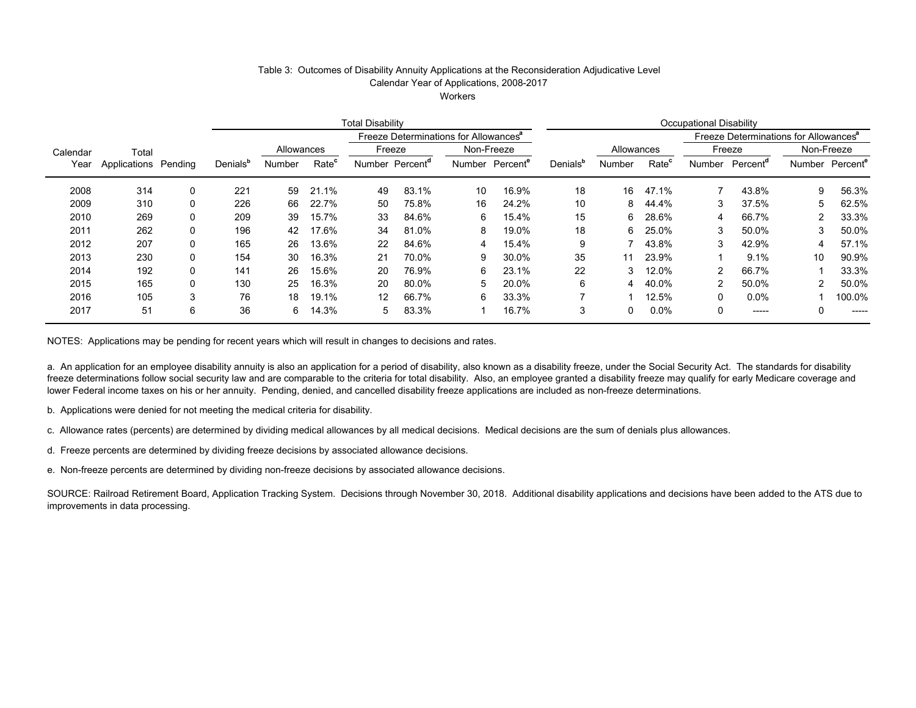Table 3: Outcomes of Disability Annuity Applications at the Reconsideration Adjudicative Level
Calendar Year of Applications, 2008-2017
Workers

| | | | Total Disability | | | | | | | Occupational Disability | | | | | | |
|---|---|---|---|---|---|---|---|---|---|---|---|---|---|---|---|---|
| | | | | | | Freeze Determinations for Allowances[a] | | | | | | | Freeze Determinations for Allowances[a] | | | |
| | | | | Allowances | | Freeze | | Non-Freeze | | | Allowances | | Freeze | | Non-Freeze | |
| Calendar Year | Total Applications | Pending | Denials[b] | Number | Rate[c] | Number | Percent[d] | Number | Percent[e] | Denials[b] | Number | Rate[c] | Number | Percent[d] | Number | Percent[e] |
| 2008 | 314 | 0 | 221 | 59 | 21.1% | 49 | 83.1% | 10 | 16.9% | 18 | 16 | 47.1% | 7 | 43.8% | 9 | 56.3% |
| 2009 | 310 | 0 | 226 | 66 | 22.7% | 50 | 75.8% | 16 | 24.2% | 10 | 8 | 44.4% | 3 | 37.5% | 5 | 62.5% |
| 2010 | 269 | 0 | 209 | 39 | 15.7% | 33 | 84.6% | 6 | 15.4% | 15 | 6 | 28.6% | 4 | 66.7% | 2 | 33.3% |
| 2011 | 262 | 0 | 196 | 42 | 17.6% | 34 | 81.0% | 8 | 19.0% | 18 | 6 | 25.0% | 3 | 50.0% | 3 | 50.0% |
| 2012 | 207 | 0 | 165 | 26 | 13.6% | 22 | 84.6% | 4 | 15.4% | 9 | 7 | 43.8% | 3 | 42.9% | 4 | 57.1% |
| 2013 | 230 | 0 | 154 | 30 | 16.3% | 21 | 70.0% | 9 | 30.0% | 35 | 11 | 23.9% | 1 | 9.1% | 10 | 90.9% |
| 2014 | 192 | 0 | 141 | 26 | 15.6% | 20 | 76.9% | 6 | 23.1% | 22 | 3 | 12.0% | 2 | 66.7% | 1 | 33.3% |
| 2015 | 165 | 0 | 130 | 25 | 16.3% | 20 | 80.0% | 5 | 20.0% | 6 | 4 | 40.0% | 2 | 50.0% | 2 | 50.0% |
| 2016 | 105 | 3 | 76 | 18 | 19.1% | 12 | 66.7% | 6 | 33.3% | 7 | 1 | 12.5% | 0 | 0.0% | 1 | 100.0% |
| 2017 | 51 | 6 | 36 | 6 | 14.3% | 5 | 83.3% | 1 | 16.7% | 3 | 0 | 0.0% | 0 | ----- | 0 | ----- |

NOTES: Applications may be pending for recent years which will result in changes to decisions and rates.

a. An application for an employee disability annuity is also an application for a period of disability, also known as a disability freeze, under the Social Security Act. The standards for disability freeze determinations follow social security law and are comparable to the criteria for total disability. Also, an employee granted a disability freeze may qualify for early Medicare coverage and lower Federal income taxes on his or her annuity. Pending, denied, and cancelled disability freeze applications are included as non-freeze determinations.

b. Applications were denied for not meeting the medical criteria for disability.

c. Allowance rates (percents) are determined by dividing medical allowances by all medical decisions. Medical decisions are the sum of denials plus allowances.

d. Freeze percents are determined by dividing freeze decisions by associated allowance decisions.

e. Non-freeze percents are determined by dividing non-freeze decisions by associated allowance decisions.

SOURCE: Railroad Retirement Board, Application Tracking System. Decisions through November 30, 2018. Additional disability applications and decisions have been added to the ATS due to improvements in data processing.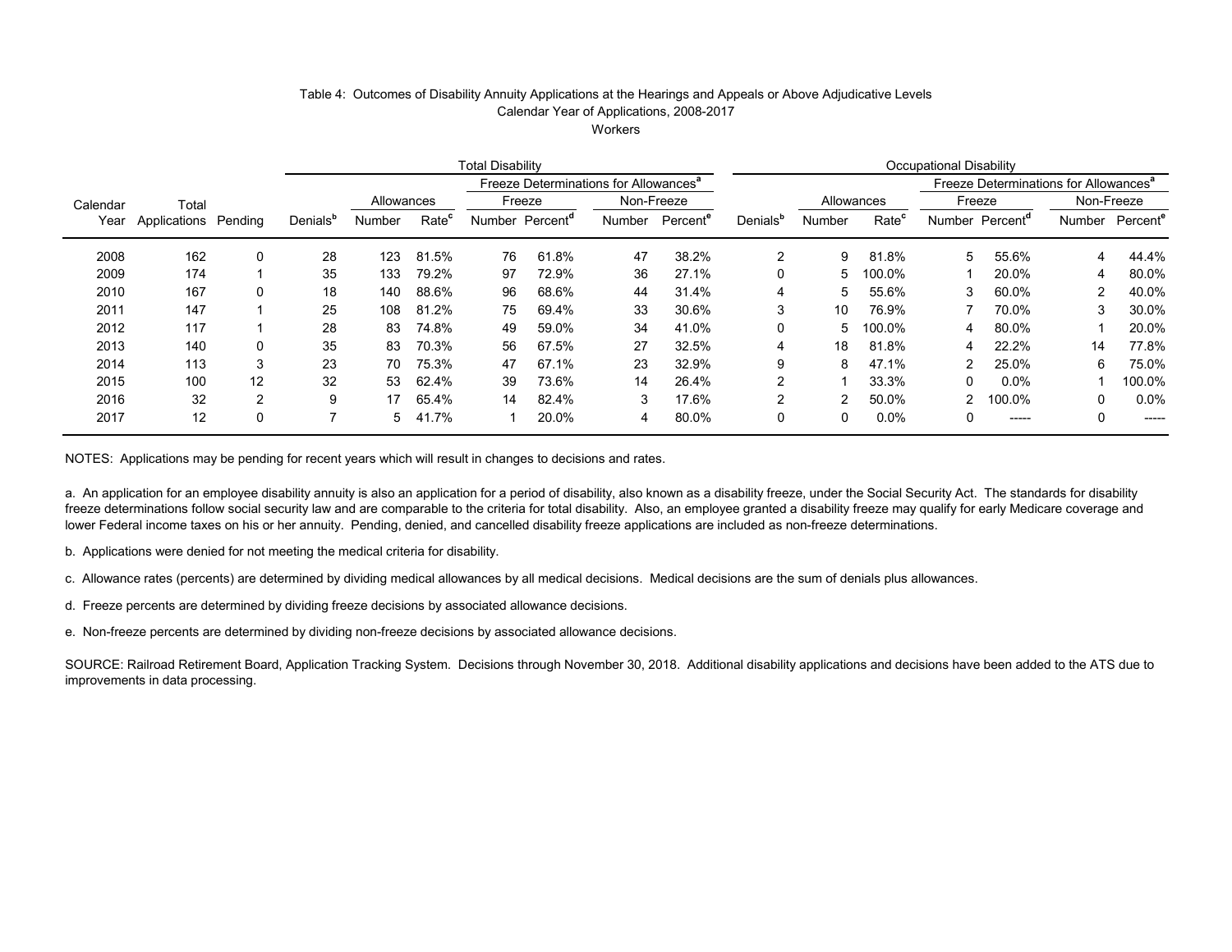Table 4: Outcomes of Disability Annuity Applications at the Hearings and Appeals or Above Adjudicative Levels
Calendar Year of Applications, 2008-2017
Workers

| | | | Total Disability | | | | | | | Occupational Disability | | | | | | |
|---|---|---|---|---|---|---|---|---|---|---|---|---|---|---|---|---|
| | | | | | | Freeze Determinations for Allowances[a] | | | | | | | Freeze Determinations for Allowances[a] | | | |
| | | | | Allowances | | Freeze | | Non-Freeze | | | Allowances | | Freeze | | Non-Freeze | |
| Calendar Year | Total Applications | Pending | Denials[b] | Number | Rate[c] | Number | Percent[d] | Number | Percent[e] | Denials[b] | Number | Rate[c] | Number | Percent[d] | Number | Percent[e] |
| 2008 | 162 | 0 | 28 | 123 | 81.5% | 76 | 61.8% | 47 | 38.2% | 2 | 9 | 81.8% | 5 | 55.6% | 4 | 44.4% |
| 2009 | 174 | 1 | 35 | 133 | 79.2% | 97 | 72.9% | 36 | 27.1% | 0 | 5 | 100.0% | 1 | 20.0% | 4 | 80.0% |
| 2010 | 167 | 0 | 18 | 140 | 88.6% | 96 | 68.6% | 44 | 31.4% | 4 | 5 | 55.6% | 3 | 60.0% | 2 | 40.0% |
| 2011 | 147 | 1 | 25 | 108 | 81.2% | 75 | 69.4% | 33 | 30.6% | 3 | 10 | 76.9% | 7 | 70.0% | 3 | 30.0% |
| 2012 | 117 | 1 | 28 | 83 | 74.8% | 49 | 59.0% | 34 | 41.0% | 0 | 5 | 100.0% | 4 | 80.0% | 1 | 20.0% |
| 2013 | 140 | 0 | 35 | 83 | 70.3% | 56 | 67.5% | 27 | 32.5% | 4 | 18 | 81.8% | 4 | 22.2% | 14 | 77.8% |
| 2014 | 113 | 3 | 23 | 70 | 75.3% | 47 | 67.1% | 23 | 32.9% | 9 | 8 | 47.1% | 2 | 25.0% | 6 | 75.0% |
| 2015 | 100 | 12 | 32 | 53 | 62.4% | 39 | 73.6% | 14 | 26.4% | 2 | 1 | 33.3% | 0 | 0.0% | 1 | 100.0% |
| 2016 | 32 | 2 | 9 | 17 | 65.4% | 14 | 82.4% | 3 | 17.6% | 2 | 2 | 50.0% | 2 | 100.0% | 0 | 0.0% |
| 2017 | 12 | 0 | 7 | 5 | 41.7% | 1 | 20.0% | 4 | 80.0% | 0 | 0 | 0.0% | 0 | ----- | 0 | ----- |

NOTES: Applications may be pending for recent years which will result in changes to decisions and rates.

a. An application for an employee disability annuity is also an application for a period of disability, also known as a disability freeze, under the Social Security Act. The standards for disability freeze determinations follow social security law and are comparable to the criteria for total disability. Also, an employee granted a disability freeze may qualify for early Medicare coverage and lower Federal income taxes on his or her annuity. Pending, denied, and cancelled disability freeze applications are included as non-freeze determinations.

b. Applications were denied for not meeting the medical criteria for disability.

c. Allowance rates (percents) are determined by dividing medical allowances by all medical decisions. Medical decisions are the sum of denials plus allowances.

d. Freeze percents are determined by dividing freeze decisions by associated allowance decisions.

e. Non-freeze percents are determined by dividing non-freeze decisions by associated allowance decisions.

SOURCE: Railroad Retirement Board, Application Tracking System. Decisions through November 30, 2018. Additional disability applications and decisions have been added to the ATS due to improvements in data processing.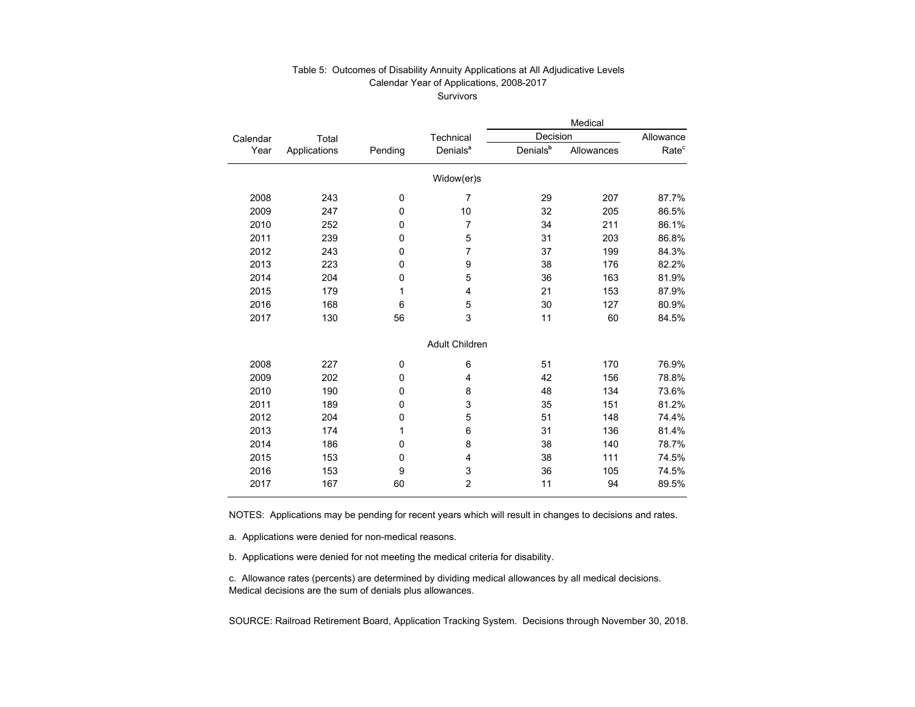Table 5: Outcomes of Disability Annuity Applications at All Adjudicative Levels
Calendar Year of Applications, 2008-2017
Survivors

| Calendar Year | Total Applications | Pending | Technical Denials[a] | Medical Decision Denials[b] | Medical Decision Allowances | Medical Allowance Rate[c] |
|---|---|---|---|---|---|---|
| | | | Widow(er)s | | | |
| 2008 | 243 | 0 | 7 | 29 | 207 | 87.7% |
| 2009 | 247 | 0 | 10 | 32 | 205 | 86.5% |
| 2010 | 252 | 0 | 7 | 34 | 211 | 86.1% |
| 2011 | 239 | 0 | 5 | 31 | 203 | 86.8% |
| 2012 | 243 | 0 | 7 | 37 | 199 | 84.3% |
| 2013 | 223 | 0 | 9 | 38 | 176 | 82.2% |
| 2014 | 204 | 0 | 5 | 36 | 163 | 81.9% |
| 2015 | 179 | 1 | 4 | 21 | 153 | 87.9% |
| 2016 | 168 | 6 | 5 | 30 | 127 | 80.9% |
| 2017 | 130 | 56 | 3 | 11 | 60 | 84.5% |
| | | | Adult Children | | | |
| 2008 | 227 | 0 | 6 | 51 | 170 | 76.9% |
| 2009 | 202 | 0 | 4 | 42 | 156 | 78.8% |
| 2010 | 190 | 0 | 8 | 48 | 134 | 73.6% |
| 2011 | 189 | 0 | 3 | 35 | 151 | 81.2% |
| 2012 | 204 | 0 | 5 | 51 | 148 | 74.4% |
| 2013 | 174 | 1 | 6 | 31 | 136 | 81.4% |
| 2014 | 186 | 0 | 8 | 38 | 140 | 78.7% |
| 2015 | 153 | 0 | 4 | 38 | 111 | 74.5% |
| 2016 | 153 | 9 | 3 | 36 | 105 | 74.5% |
| 2017 | 167 | 60 | 2 | 11 | 94 | 89.5% |

NOTES: Applications may be pending for recent years which will result in changes to decisions and rates.

a. Applications were denied for non-medical reasons.

b. Applications were denied for not meeting the medical criteria for disability.

c. Allowance rates (percents) are determined by dividing medical allowances by all medical decisions. Medical decisions are the sum of denials plus allowances.

SOURCE: Railroad Retirement Board, Application Tracking System. Decisions through November 30, 2018.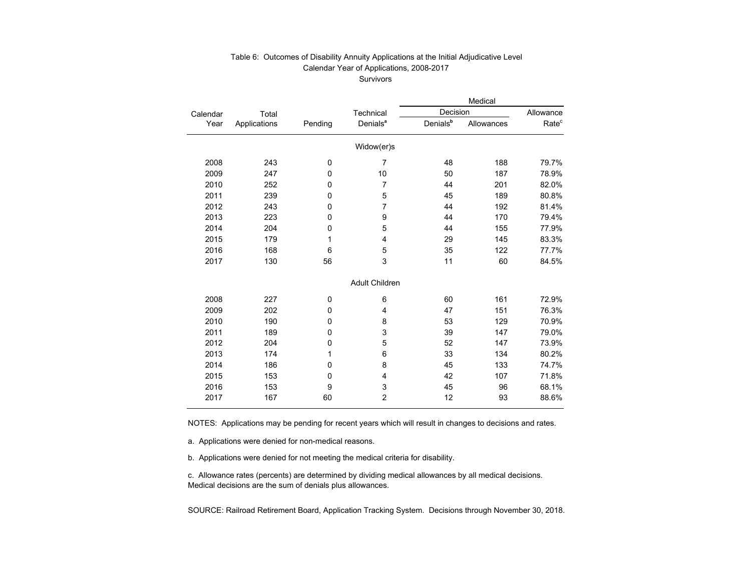Table 6: Outcomes of Disability Annuity Applications at the Initial Adjudicative Level
Calendar Year of Applications, 2008-2017
Survivors

| Calendar Year | Total Applications | Pending | Technical Denials[a] | Medical Decision Denials[b] | Medical Decision Allowances | Medical Allowance Rate[c] |
|---|---|---|---|---|---|---|
| **Widow(er)s** | | | | | | |
| 2008 | 243 | 0 | 7 | 48 | 188 | 79.7% |
| 2009 | 247 | 0 | 10 | 50 | 187 | 78.9% |
| 2010 | 252 | 0 | 7 | 44 | 201 | 82.0% |
| 2011 | 239 | 0 | 5 | 45 | 189 | 80.8% |
| 2012 | 243 | 0 | 7 | 44 | 192 | 81.4% |
| 2013 | 223 | 0 | 9 | 44 | 170 | 79.4% |
| 2014 | 204 | 0 | 5 | 44 | 155 | 77.9% |
| 2015 | 179 | 1 | 4 | 29 | 145 | 83.3% |
| 2016 | 168 | 6 | 5 | 35 | 122 | 77.7% |
| 2017 | 130 | 56 | 3 | 11 | 60 | 84.5% |
| **Adult Children** | | | | | | |
| 2008 | 227 | 0 | 6 | 60 | 161 | 72.9% |
| 2009 | 202 | 0 | 4 | 47 | 151 | 76.3% |
| 2010 | 190 | 0 | 8 | 53 | 129 | 70.9% |
| 2011 | 189 | 0 | 3 | 39 | 147 | 79.0% |
| 2012 | 204 | 0 | 5 | 52 | 147 | 73.9% |
| 2013 | 174 | 1 | 6 | 33 | 134 | 80.2% |
| 2014 | 186 | 0 | 8 | 45 | 133 | 74.7% |
| 2015 | 153 | 0 | 4 | 42 | 107 | 71.8% |
| 2016 | 153 | 9 | 3 | 45 | 96 | 68.1% |
| 2017 | 167 | 60 | 2 | 12 | 93 | 88.6% |

NOTES: Applications may be pending for recent years which will result in changes to decisions and rates.

a. Applications were denied for non-medical reasons.

b. Applications were denied for not meeting the medical criteria for disability.

c. Allowance rates (percents) are determined by dividing medical allowances by all medical decisions. Medical decisions are the sum of denials plus allowances.

SOURCE: Railroad Retirement Board, Application Tracking System. Decisions through November 30, 2018.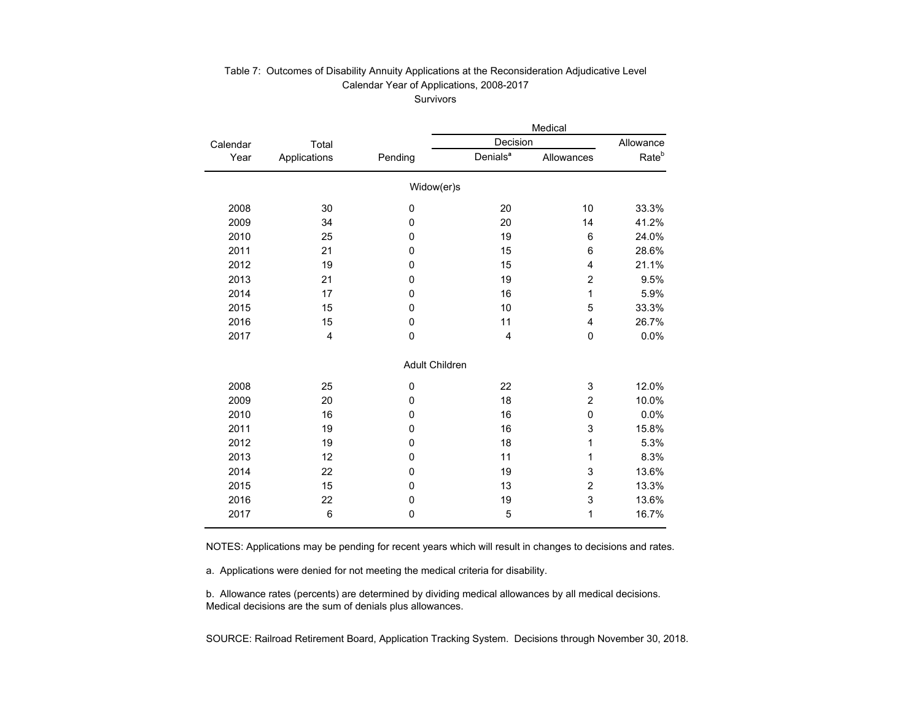Table 7: Outcomes of Disability Annuity Applications at the Reconsideration Adjudicative Level
Calendar Year of Applications, 2008-2017
Survivors

| Calendar Year | Total Applications | Pending | Medical Decision Denials[a] | Medical Decision Allowances | Allowance Rate[b] |
|---|---|---|---|---|---|
| **Widow(er)s** | | | | | |
| 2008 | 30 | 0 | 20 | 10 | 33.3% |
| 2009 | 34 | 0 | 20 | 14 | 41.2% |
| 2010 | 25 | 0 | 19 | 6 | 24.0% |
| 2011 | 21 | 0 | 15 | 6 | 28.6% |
| 2012 | 19 | 0 | 15 | 4 | 21.1% |
| 2013 | 21 | 0 | 19 | 2 | 9.5% |
| 2014 | 17 | 0 | 16 | 1 | 5.9% |
| 2015 | 15 | 0 | 10 | 5 | 33.3% |
| 2016 | 15 | 0 | 11 | 4 | 26.7% |
| 2017 | 4 | 0 | 4 | 0 | 0.0% |
| **Adult Children** | | | | | |
| 2008 | 25 | 0 | 22 | 3 | 12.0% |
| 2009 | 20 | 0 | 18 | 2 | 10.0% |
| 2010 | 16 | 0 | 16 | 0 | 0.0% |
| 2011 | 19 | 0 | 16 | 3 | 15.8% |
| 2012 | 19 | 0 | 18 | 1 | 5.3% |
| 2013 | 12 | 0 | 11 | 1 | 8.3% |
| 2014 | 22 | 0 | 19 | 3 | 13.6% |
| 2015 | 15 | 0 | 13 | 2 | 13.3% |
| 2016 | 22 | 0 | 19 | 3 | 13.6% |
| 2017 | 6 | 0 | 5 | 1 | 16.7% |

NOTES: Applications may be pending for recent years which will result in changes to decisions and rates.

a. Applications were denied for not meeting the medical criteria for disability.

b. Allowance rates (percents) are determined by dividing medical allowances by all medical decisions. Medical decisions are the sum of denials plus allowances.

SOURCE: Railroad Retirement Board, Application Tracking System. Decisions through November 30, 2018.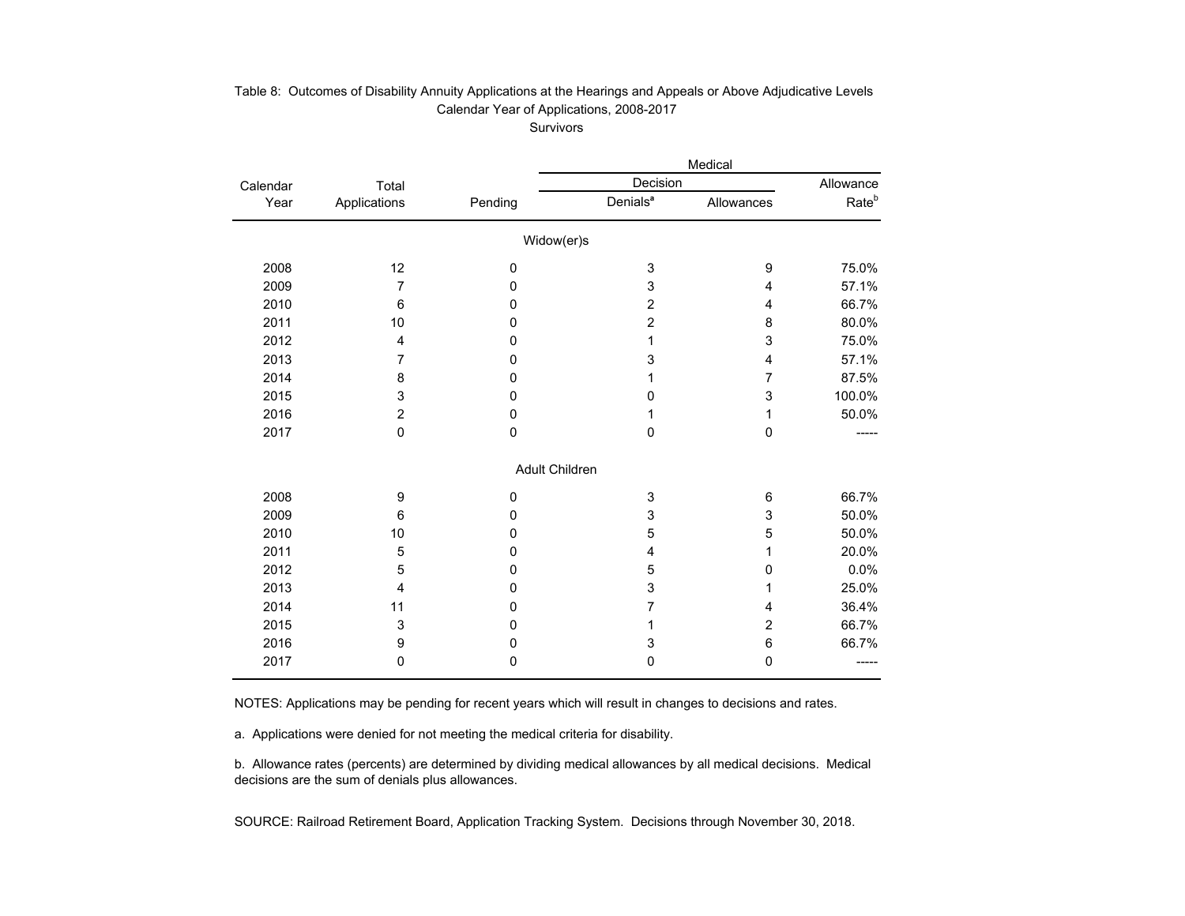Table 8: Outcomes of Disability Annuity Applications at the Hearings and Appeals or Above Adjudicative Levels
Calendar Year of Applications, 2008-2017
Survivors

| Calendar Year | Total Applications | Pending | Medical Decision Denials[a] | Medical Decision Allowances | Medical Allowance Rate[b] |
|---|---|---|---|---|---|
| | | | Widow(er)s | | |
| 2008 | 12 | 0 | 3 | 9 | 75.0% |
| 2009 | 7 | 0 | 3 | 4 | 57.1% |
| 2010 | 6 | 0 | 2 | 4 | 66.7% |
| 2011 | 10 | 0 | 2 | 8 | 80.0% |
| 2012 | 4 | 0 | 1 | 3 | 75.0% |
| 2013 | 7 | 0 | 3 | 4 | 57.1% |
| 2014 | 8 | 0 | 1 | 7 | 87.5% |
| 2015 | 3 | 0 | 0 | 3 | 100.0% |
| 2016 | 2 | 0 | 1 | 1 | 50.0% |
| 2017 | 0 | 0 | 0 | 0 | ----- |
| | | | Adult Children | | |
| 2008 | 9 | 0 | 3 | 6 | 66.7% |
| 2009 | 6 | 0 | 3 | 3 | 50.0% |
| 2010 | 10 | 0 | 5 | 5 | 50.0% |
| 2011 | 5 | 0 | 4 | 1 | 20.0% |
| 2012 | 5 | 0 | 5 | 0 | 0.0% |
| 2013 | 4 | 0 | 3 | 1 | 25.0% |
| 2014 | 11 | 0 | 7 | 4 | 36.4% |
| 2015 | 3 | 0 | 1 | 2 | 66.7% |
| 2016 | 9 | 0 | 3 | 6 | 66.7% |
| 2017 | 0 | 0 | 0 | 0 | ----- |

NOTES: Applications may be pending for recent years which will result in changes to decisions and rates.

a. Applications were denied for not meeting the medical criteria for disability.

b. Allowance rates (percents) are determined by dividing medical allowances by all medical decisions. Medical decisions are the sum of denials plus allowances.

SOURCE: Railroad Retirement Board, Application Tracking System. Decisions through November 30, 2018.